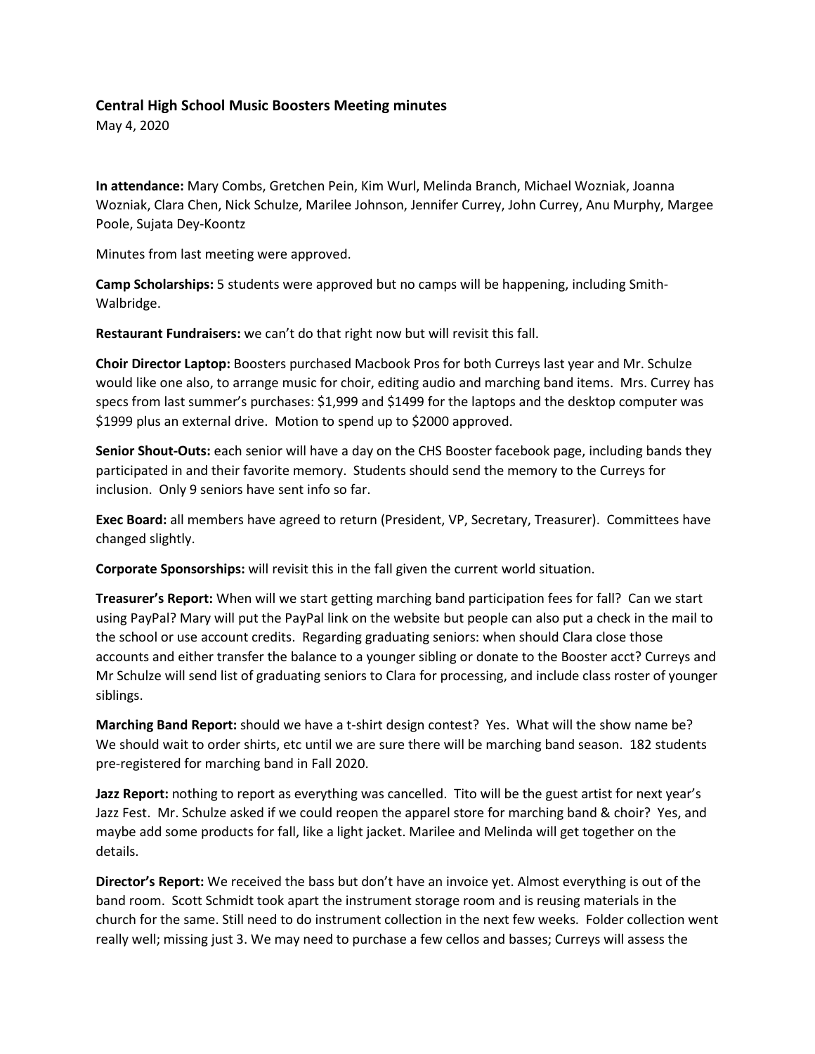### Central High School Music Boosters Meeting minutes

May 4, 2020

**In attendance:** Mary Combs, Gretchen Pein, Kim Wurl, Melinda Branch, Michael Wozniak, Joanna Wozniak, Clara Chen, Nick Schulze, Marilee Johnson, Jennifer Currey, John Currey, Anu Murphy, Margee Poole, Sujata Dey-Koontz

Minutes from last meeting were approved.

**Camp Scholarships:** 5 students were approved but no camps will be happening, including Smith-Walbridge.

**Restaurant Fundraisers:** we can't do that right now but will revisit this fall.

**Choir Director Laptop:** Boosters purchased Macbook Pros for both Curreys last year and Mr. Schulze would like one also, to arrange music for choir, editing audio and marching band items. Mrs. Currey has specs from last summer's purchases: $1,999 and $1499 for the laptops and the desktop computer was $1999 plus an external drive. Motion to spend up to $2000 approved.

**Senior Shout-Outs:** each senior will have a day on the CHS Booster facebook page, including bands they participated in and their favorite memory. Students should send the memory to the Curreys for inclusion. Only 9 seniors have sent info so far.

**Exec Board:** all members have agreed to return (President, VP, Secretary, Treasurer). Committees have changed slightly.

**Corporate Sponsorships:** will revisit this in the fall given the current world situation.

**Treasurer's Report:** When will we start getting marching band participation fees for fall? Can we start using PayPal? Mary will put the PayPal link on the website but people can also put a check in the mail to the school or use account credits. Regarding graduating seniors: when should Clara close those accounts and either transfer the balance to a younger sibling or donate to the Booster acct? Curreys and Mr Schulze will send list of graduating seniors to Clara for processing, and include class roster of younger siblings.

**Marching Band Report:** should we have a t-shirt design contest? Yes. What will the show name be? We should wait to order shirts, etc until we are sure there will be marching band season. 182 students pre-registered for marching band in Fall 2020.

**Jazz Report:** nothing to report as everything was cancelled. Tito will be the guest artist for next year's Jazz Fest. Mr. Schulze asked if we could reopen the apparel store for marching band & choir? Yes, and maybe add some products for fall, like a light jacket. Marilee and Melinda will get together on the details.

**Director's Report:** We received the bass but don't have an invoice yet. Almost everything is out of the band room. Scott Schmidt took apart the instrument storage room and is reusing materials in the church for the same. Still need to do instrument collection in the next few weeks. Folder collection went really well; missing just 3. We may need to purchase a few cellos and basses; Curreys will assess the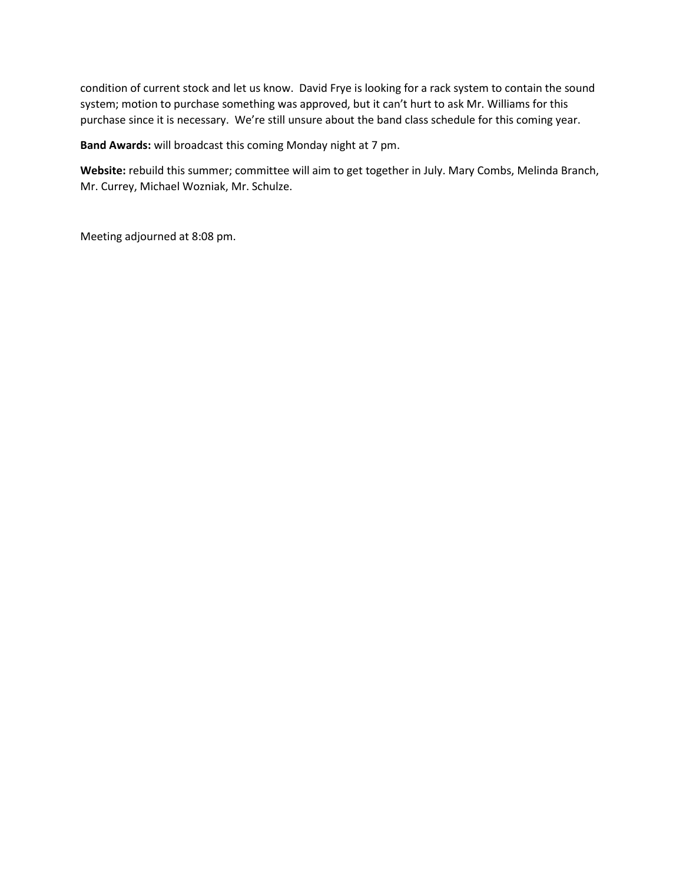condition of current stock and let us know. David Frye is looking for a rack system to contain the sound system; motion to purchase something was approved, but it can't hurt to ask Mr. Williams for this purchase since it is necessary. We're still unsure about the band class schedule for this coming year.

**Band Awards:** will broadcast this coming Monday night at 7 pm.

**Website:** rebuild this summer; committee will aim to get together in July. Mary Combs, Melinda Branch, Mr. Currey, Michael Wozniak, Mr. Schulze.

Meeting adjourned at 8:08 pm.